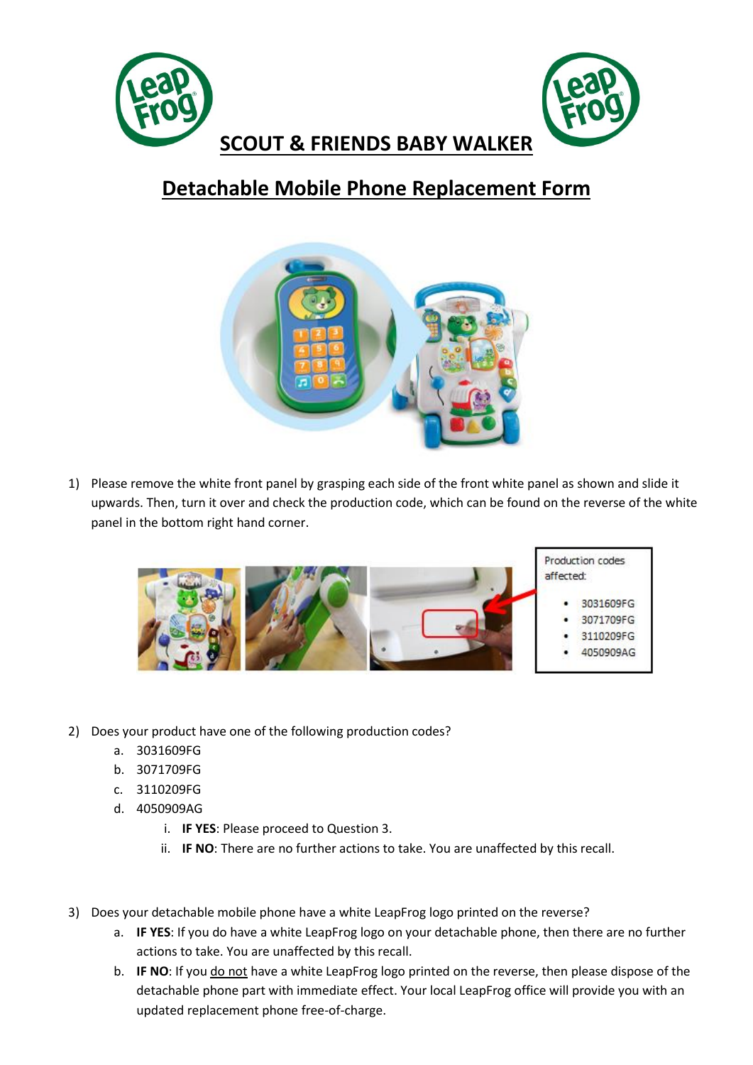# SCOUT & FRIENDS BABY WALKER

## Detachable Mobile Phone Replacement Form

1) Please remove the white front panel by grasping each side of the front white panel as shown and slide it upwards. Then, turn it over and check the production code, which can be found on the reverse of the white panel in the bottom right hand corner.

Production codes affected:

- 3031609FG
- 3071709FG
- 3110209FG
- 4050909AG

2) Does your product have one of the following production codes?
   a. 3031609FG
   b. 3071709FG
   c. 3110209FG
   d. 4050909AG
      i. **IF YES**: Please proceed to Question 3.
      ii. **IF NO**: There are no further actions to take. You are unaffected by this recall.

3) Does your detachable mobile phone have a white LeapFrog logo printed on the reverse?
   a. **IF YES**: If you do have a white LeapFrog logo on your detachable phone, then there are no further actions to take. You are unaffected by this recall.
   b. **IF NO**: If you do not have a white LeapFrog logo printed on the reverse, then please dispose of the detachable phone part with immediate effect. Your local LeapFrog office will provide you with an updated replacement phone free-of-charge.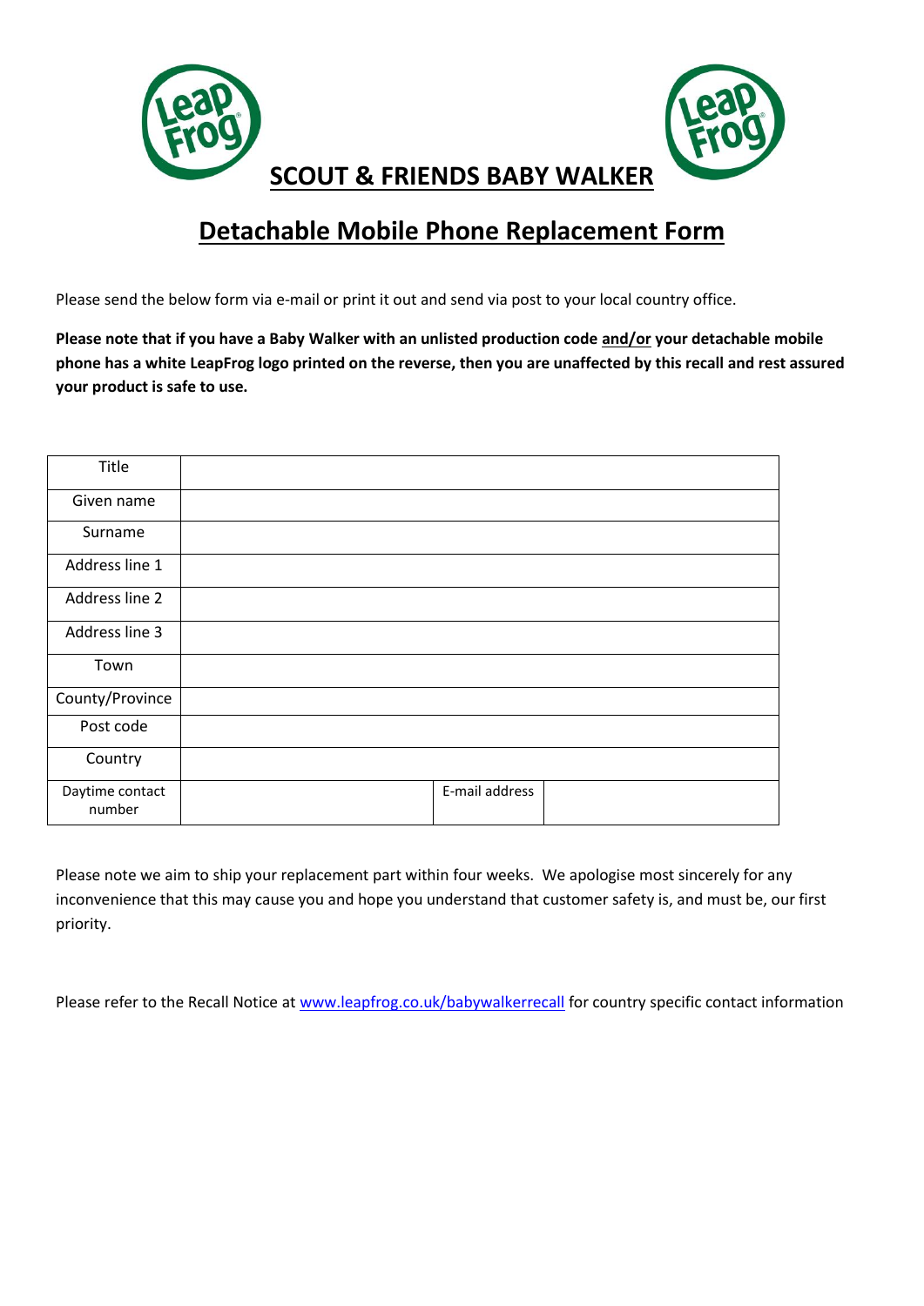# SCOUT & FRIENDS BABY WALKER

## Detachable Mobile Phone Replacement Form

Please send the below form via e-mail or print it out and send via post to your local country office.

**Please note that if you have a Baby Walker with an unlisted production code and/or your detachable mobile phone has a white LeapFrog logo printed on the reverse, then you are unaffected by this recall and rest assured your product is safe to use.**

| | | | |
|---|---|---|---|
| Title | | | |
| Given name | | | |
| Surname | | | |
| Address line 1 | | | |
| Address line 2 | | | |
| Address line 3 | | | |
| Town | | | |
| County/Province | | | |
| Post code | | | |
| Country | | | |
| Daytime contact number | | E-mail address | |

Please note we aim to ship your replacement part within four weeks. We apologise most sincerely for any inconvenience that this may cause you and hope you understand that customer safety is, and must be, our first priority.

Please refer to the Recall Notice at [www.leapfrog.co.uk/babywalkerrecall](http://www.leapfrog.co.uk/babywalkerrecall) for country specific contact information